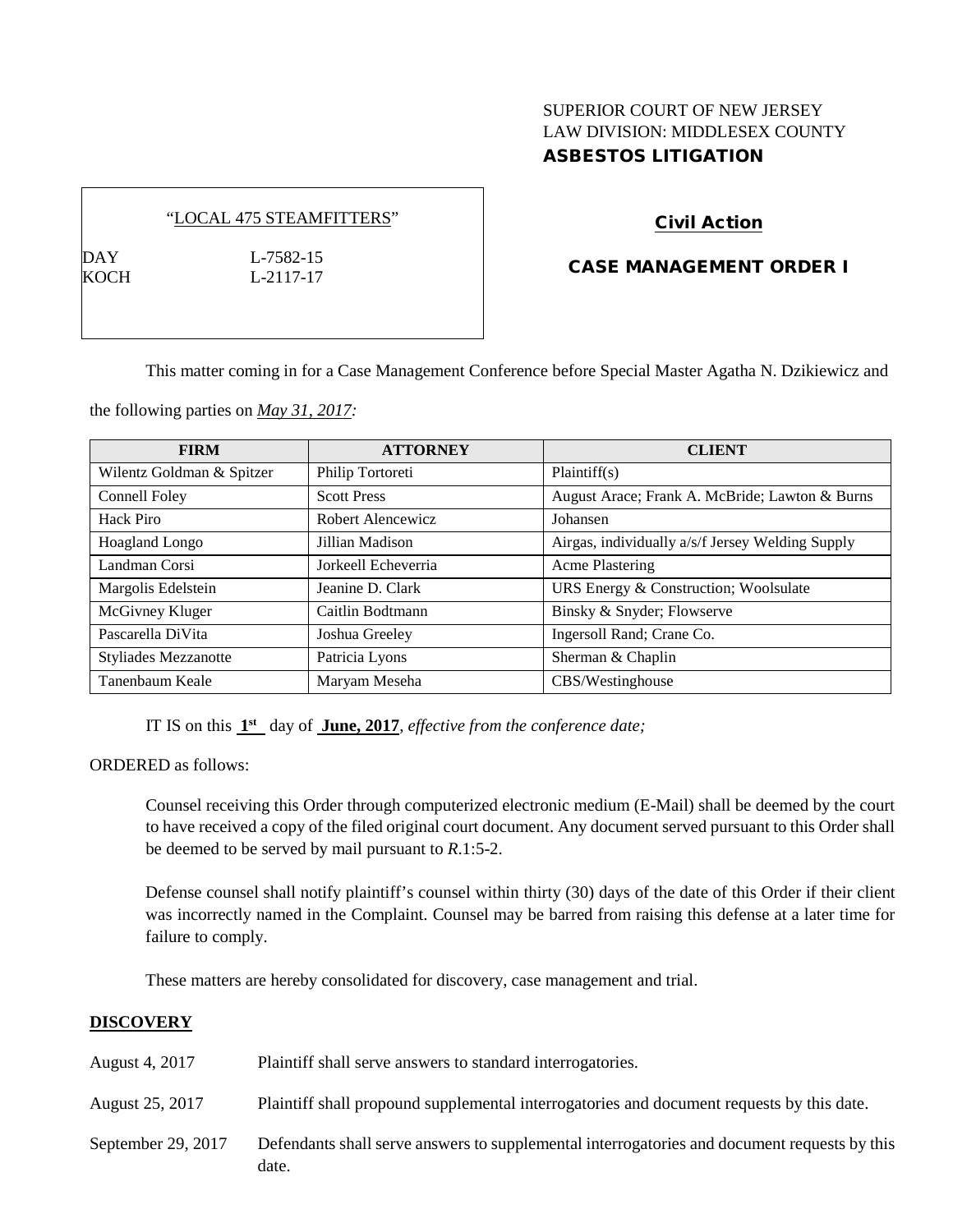SUPERIOR COURT OF NEW JERSEY
LAW DIVISION: MIDDLESEX COUNTY
**ASBESTOS LITIGATION**

"LOCAL 475 STEAMFITTERS"

DAY L-7582-15
KOCH L-2117-17

**Civil Action**

**CASE MANAGEMENT ORDER I**

This matter coming in for a Case Management Conference before Special Master Agatha N. Dzikiewicz and the following parties on *May 31, 2017:*

| FIRM | ATTORNEY | CLIENT |
|---|---|---|
| Wilentz Goldman & Spitzer | Philip Tortoreti | Plaintiff(s) |
| Connell Foley | Scott Press | August Arace; Frank A. McBride; Lawton & Burns |
| Hack Piro | Robert Alencewicz | Johansen |
| Hoagland Longo | Jillian Madison | Airgas, individually a/s/f Jersey Welding Supply |
| Landman Corsi | Jorkeell Echeverria | Acme Plastering |
| Margolis Edelstein | Jeanine D. Clark | URS Energy & Construction; Woolsulate |
| McGivney Kluger | Caitlin Bodtmann | Binsky & Snyder; Flowserve |
| Pascarella DiVita | Joshua Greeley | Ingersoll Rand; Crane Co. |
| Styliades Mezzanotte | Patricia Lyons | Sherman & Chaplin |
| Tanenbaum Keale | Maryam Meseha | CBS/Westinghouse |

IT IS on this **1st** day of **June, 2017**, *effective from the conference date;*

ORDERED as follows:

Counsel receiving this Order through computerized electronic medium (E-Mail) shall be deemed by the court to have received a copy of the filed original court document. Any document served pursuant to this Order shall be deemed to be served by mail pursuant to *R*.1:5-2.

Defense counsel shall notify plaintiff's counsel within thirty (30) days of the date of this Order if their client was incorrectly named in the Complaint. Counsel may be barred from raising this defense at a later time for failure to comply.

These matters are hereby consolidated for discovery, case management and trial.

**DISCOVERY**

| | |
|---|---|
| August 4, 2017 | Plaintiff shall serve answers to standard interrogatories. |
| August 25, 2017 | Plaintiff shall propound supplemental interrogatories and document requests by this date. |
| September 29, 2017 | Defendants shall serve answers to supplemental interrogatories and document requests by this date. |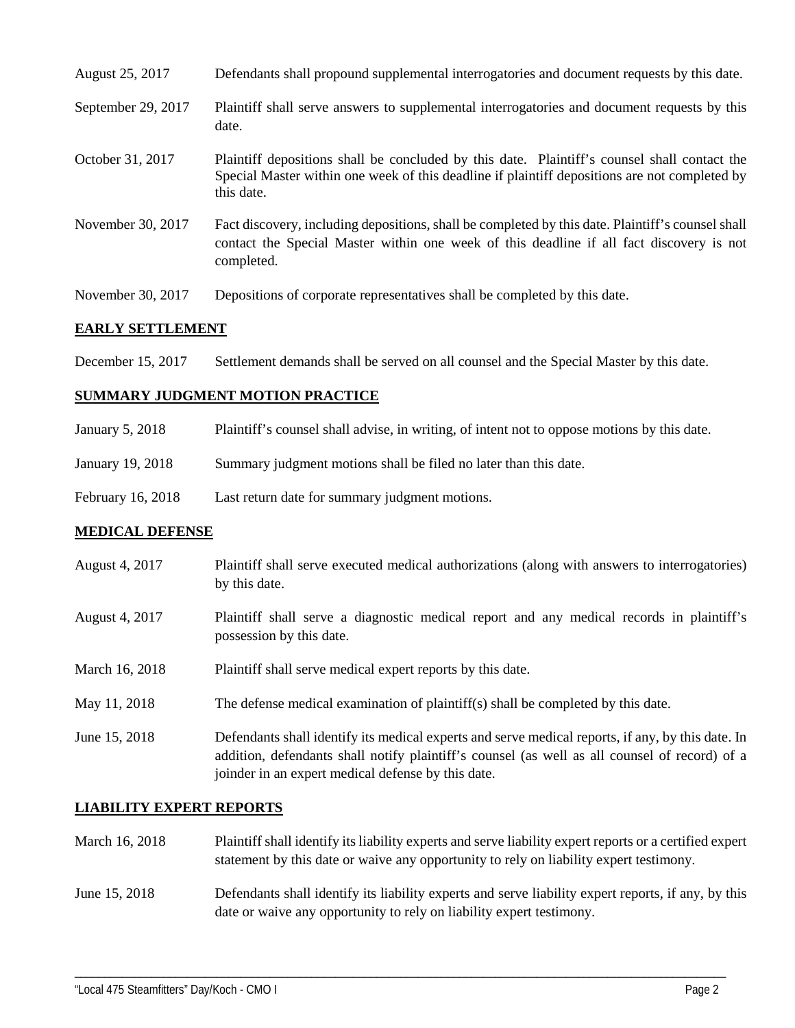| | |
|---|---|
| August 25, 2017 | Defendants shall propound supplemental interrogatories and document requests by this date. |
| September 29, 2017 | Plaintiff shall serve answers to supplemental interrogatories and document requests by this date. |
| October 31, 2017 | Plaintiff depositions shall be concluded by this date. Plaintiff's counsel shall contact the Special Master within one week of this deadline if plaintiff depositions are not completed by this date. |
| November 30, 2017 | Fact discovery, including depositions, shall be completed by this date. Plaintiff's counsel shall contact the Special Master within one week of this deadline if all fact discovery is not completed. |
| November 30, 2017 | Depositions of corporate representatives shall be completed by this date. |

## EARLY SETTLEMENT

| | |
|---|---|
| December 15, 2017 | Settlement demands shall be served on all counsel and the Special Master by this date. |

## SUMMARY JUDGMENT MOTION PRACTICE

| | |
|---|---|
| January 5, 2018 | Plaintiff's counsel shall advise, in writing, of intent not to oppose motions by this date. |
| January 19, 2018 | Summary judgment motions shall be filed no later than this date. |
| February 16, 2018 | Last return date for summary judgment motions. |

## MEDICAL DEFENSE

| | |
|---|---|
| August 4, 2017 | Plaintiff shall serve executed medical authorizations (along with answers to interrogatories) by this date. |
| August 4, 2017 | Plaintiff shall serve a diagnostic medical report and any medical records in plaintiff's possession by this date. |
| March 16, 2018 | Plaintiff shall serve medical expert reports by this date. |
| May 11, 2018 | The defense medical examination of plaintiff(s) shall be completed by this date. |
| June 15, 2018 | Defendants shall identify its medical experts and serve medical reports, if any, by this date. In addition, defendants shall notify plaintiff's counsel (as well as all counsel of record) of a joinder in an expert medical defense by this date. |

## LIABILITY EXPERT REPORTS

| | |
|---|---|
| March 16, 2018 | Plaintiff shall identify its liability experts and serve liability expert reports or a certified expert statement by this date or waive any opportunity to rely on liability expert testimony. |
| June 15, 2018 | Defendants shall identify its liability experts and serve liability expert reports, if any, by this date or waive any opportunity to rely on liability expert testimony. |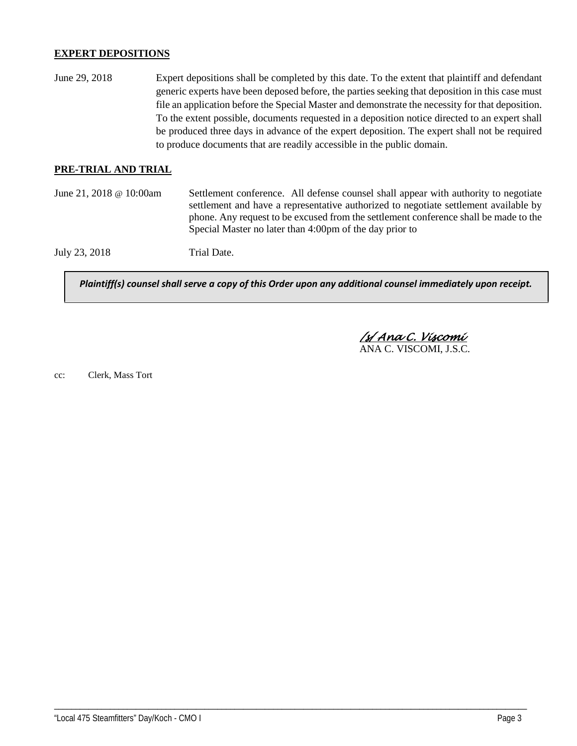**EXPERT DEPOSITIONS**

June 29, 2018 — Expert depositions shall be completed by this date. To the extent that plaintiff and defendant generic experts have been deposed before, the parties seeking that deposition in this case must file an application before the Special Master and demonstrate the necessity for that deposition. To the extent possible, documents requested in a deposition notice directed to an expert shall be produced three days in advance of the expert deposition. The expert shall not be required to produce documents that are readily accessible in the public domain.

**PRE-TRIAL AND TRIAL**

June 21, 2018 @ 10:00am — Settlement conference. All defense counsel shall appear with authority to negotiate settlement and have a representative authorized to negotiate settlement available by phone. Any request to be excused from the settlement conference shall be made to the Special Master no later than 4:00pm of the day prior to

July 23, 2018 — Trial Date.

***Plaintiff(s) counsel shall serve a copy of this Order upon any additional counsel immediately upon receipt.***

*/s/ Ana C. Viscomi*
ANA C. VISCOMI, J.S.C.

cc: Clerk, Mass Tort